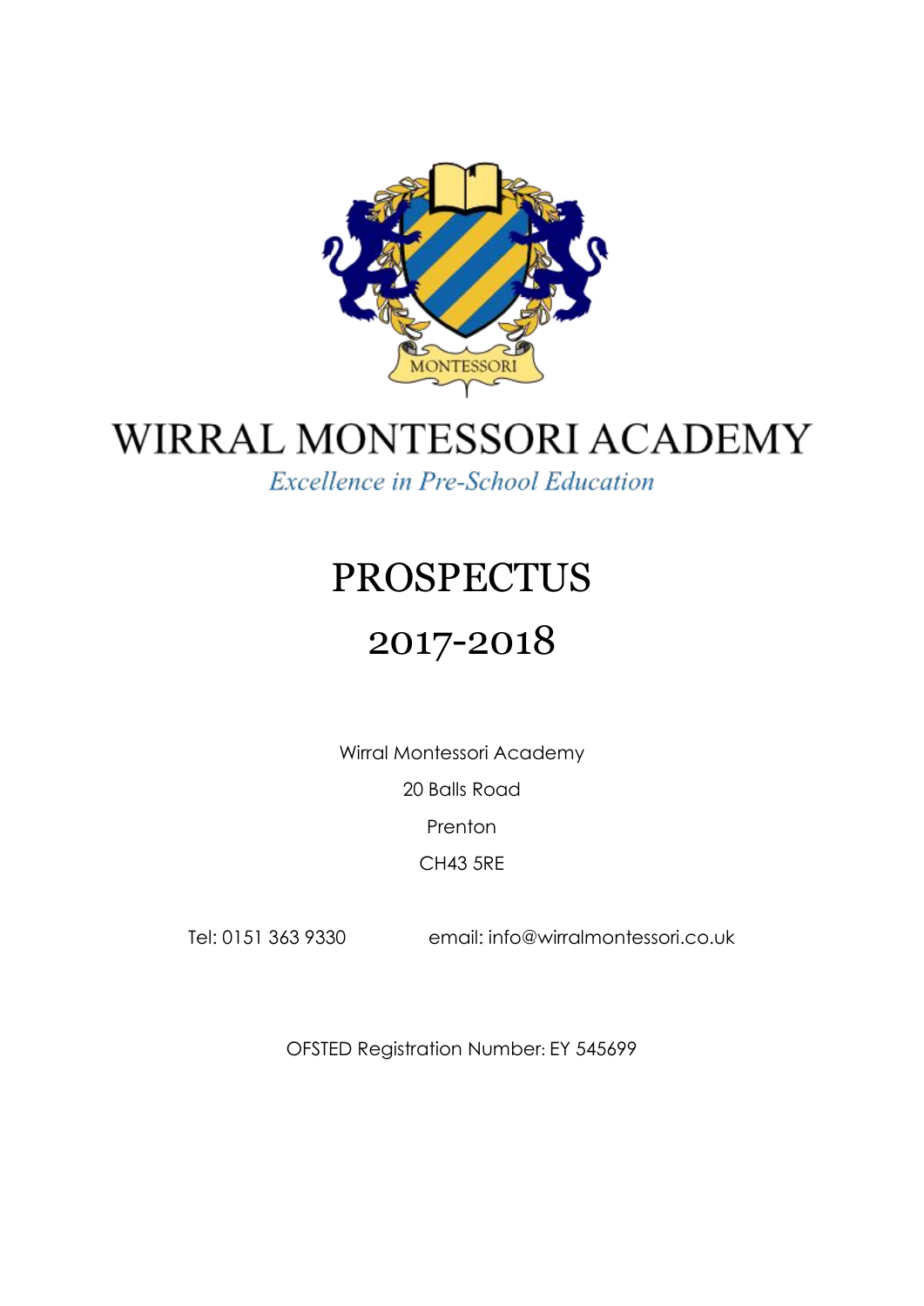# WIRRAL MONTESSORI ACADEMY

*Excellence in Pre-School Education*

# PROSPECTUS

# 2017-2018

Wirral Montessori Academy

20 Balls Road

Prenton

CH43 5RE

Tel: 0151 363 9330 email: info@wirralmontessori.co.uk

OFSTED Registration Number: EY 545699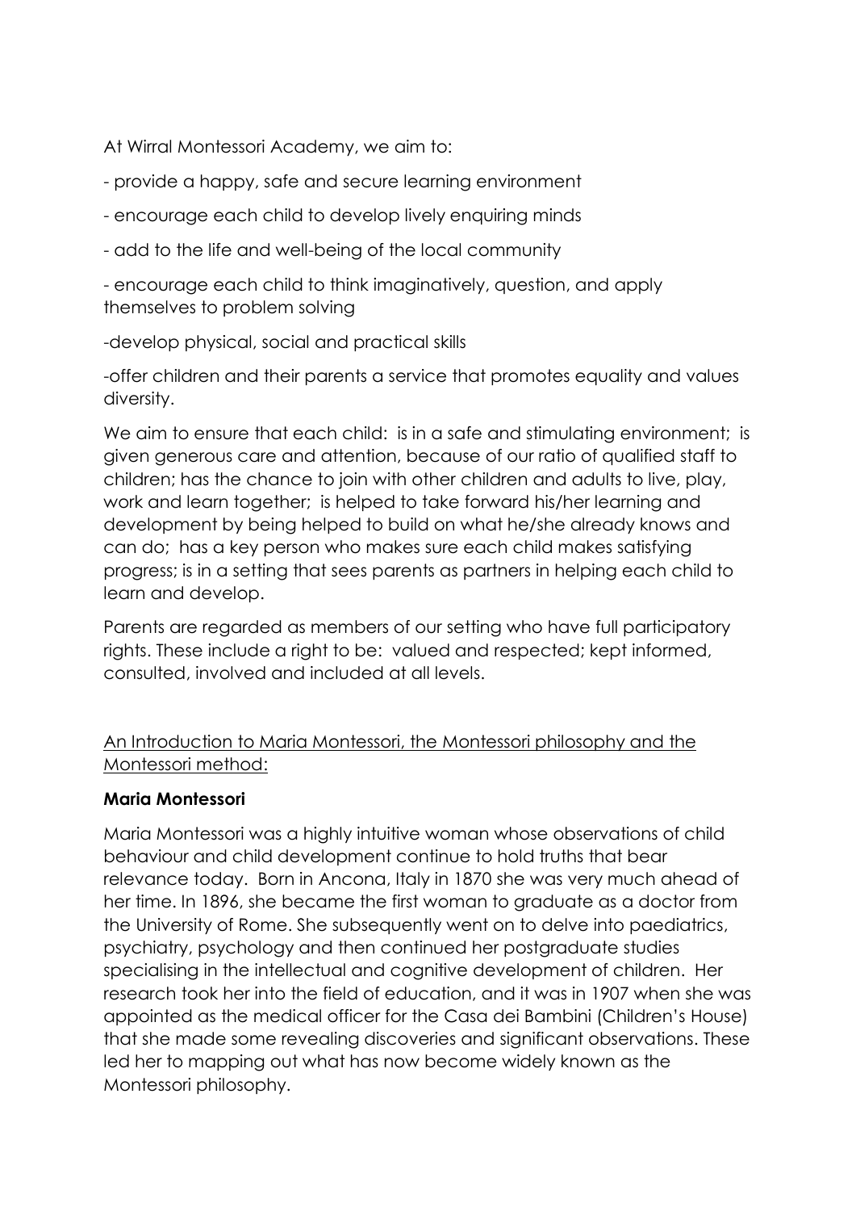At Wirral Montessori Academy, we aim to:

- provide a happy, safe and secure learning environment
- encourage each child to develop lively enquiring minds
- add to the life and well-being of the local community
- encourage each child to think imaginatively, question, and apply themselves to problem solving
- develop physical, social and practical skills
- offer children and their parents a service that promotes equality and values diversity.

We aim to ensure that each child: is in a safe and stimulating environment; is given generous care and attention, because of our ratio of qualified staff to children; has the chance to join with other children and adults to live, play, work and learn together; is helped to take forward his/her learning and development by being helped to build on what he/she already knows and can do; has a key person who makes sure each child makes satisfying progress; is in a setting that sees parents as partners in helping each child to learn and develop.

Parents are regarded as members of our setting who have full participatory rights. These include a right to be: valued and respected; kept informed, consulted, involved and included at all levels.

<u>An Introduction to Maria Montessori, the Montessori philosophy and the Montessori method:</u>

**Maria Montessori**

Maria Montessori was a highly intuitive woman whose observations of child behaviour and child development continue to hold truths that bear relevance today. Born in Ancona, Italy in 1870 she was very much ahead of her time. In 1896, she became the first woman to graduate as a doctor from the University of Rome. She subsequently went on to delve into paediatrics, psychiatry, psychology and then continued her postgraduate studies specialising in the intellectual and cognitive development of children. Her research took her into the field of education, and it was in 1907 when she was appointed as the medical officer for the Casa dei Bambini (Children's House) that she made some revealing discoveries and significant observations. These led her to mapping out what has now become widely known as the Montessori philosophy.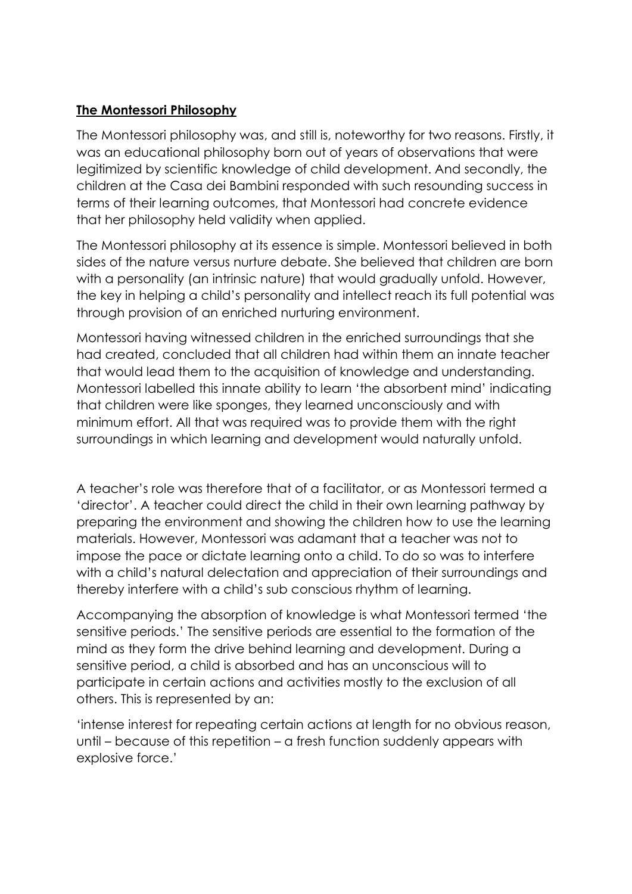## The Montessori Philosophy

The Montessori philosophy was, and still is, noteworthy for two reasons. Firstly, it was an educational philosophy born out of years of observations that were legitimized by scientific knowledge of child development. And secondly, the children at the Casa dei Bambini responded with such resounding success in terms of their learning outcomes, that Montessori had concrete evidence that her philosophy held validity when applied.

The Montessori philosophy at its essence is simple. Montessori believed in both sides of the nature versus nurture debate. She believed that children are born with a personality (an intrinsic nature) that would gradually unfold. However, the key in helping a child's personality and intellect reach its full potential was through provision of an enriched nurturing environment.

Montessori having witnessed children in the enriched surroundings that she had created, concluded that all children had within them an innate teacher that would lead them to the acquisition of knowledge and understanding. Montessori labelled this innate ability to learn 'the absorbent mind' indicating that children were like sponges, they learned unconsciously and with minimum effort. All that was required was to provide them with the right surroundings in which learning and development would naturally unfold.

A teacher's role was therefore that of a facilitator, or as Montessori termed a 'director'. A teacher could direct the child in their own learning pathway by preparing the environment and showing the children how to use the learning materials. However, Montessori was adamant that a teacher was not to impose the pace or dictate learning onto a child. To do so was to interfere with a child's natural delectation and appreciation of their surroundings and thereby interfere with a child's sub conscious rhythm of learning.

Accompanying the absorption of knowledge is what Montessori termed 'the sensitive periods.' The sensitive periods are essential to the formation of the mind as they form the drive behind learning and development. During a sensitive period, a child is absorbed and has an unconscious will to participate in certain actions and activities mostly to the exclusion of all others. This is represented by an:

'intense interest for repeating certain actions at length for no obvious reason, until – because of this repetition – a fresh function suddenly appears with explosive force.'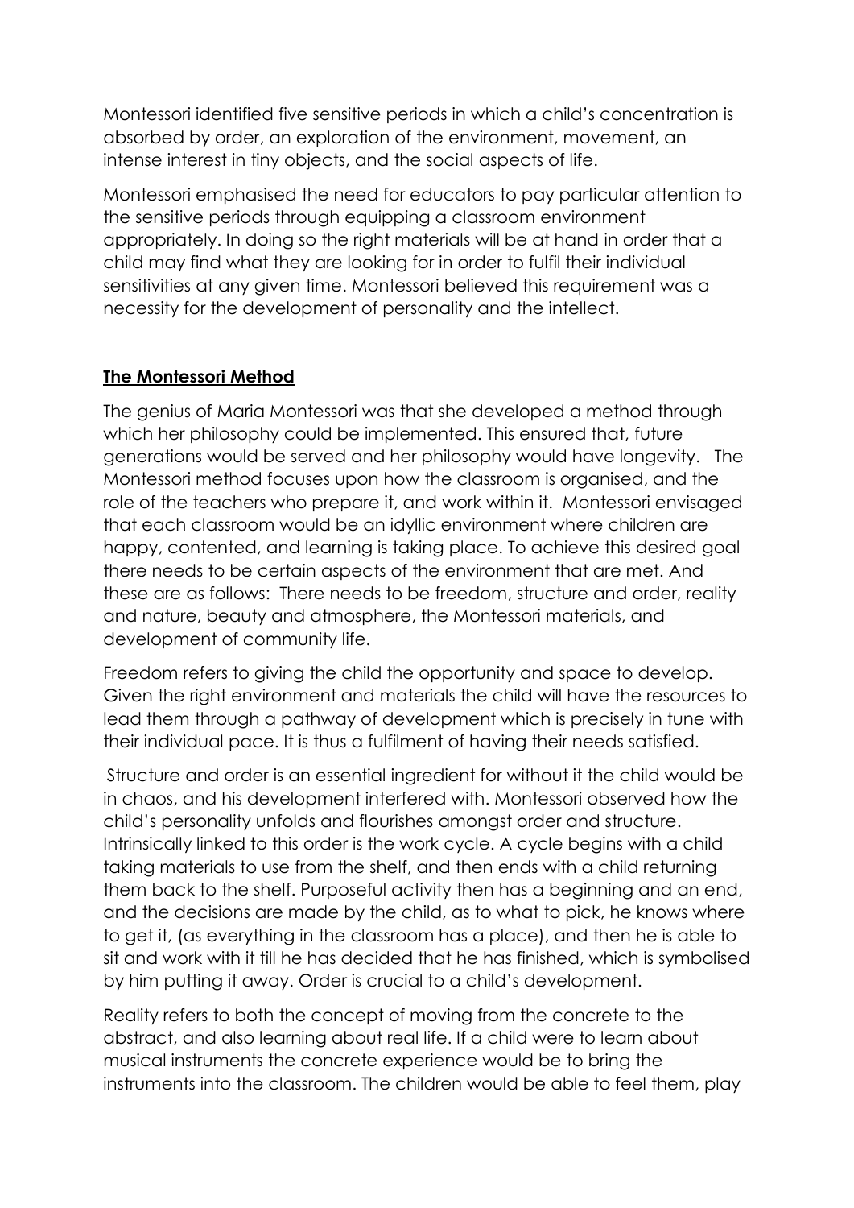Montessori identified five sensitive periods in which a child's concentration is absorbed by order, an exploration of the environment, movement, an intense interest in tiny objects, and the social aspects of life.

Montessori emphasised the need for educators to pay particular attention to the sensitive periods through equipping a classroom environment appropriately. In doing so the right materials will be at hand in order that a child may find what they are looking for in order to fulfil their individual sensitivities at any given time. Montessori believed this requirement was a necessity for the development of personality and the intellect.

## **The Montessori Method**

The genius of Maria Montessori was that she developed a method through which her philosophy could be implemented. This ensured that, future generations would be served and her philosophy would have longevity. The Montessori method focuses upon how the classroom is organised, and the role of the teachers who prepare it, and work within it. Montessori envisaged that each classroom would be an idyllic environment where children are happy, contented, and learning is taking place. To achieve this desired goal there needs to be certain aspects of the environment that are met. And these are as follows: There needs to be freedom, structure and order, reality and nature, beauty and atmosphere, the Montessori materials, and development of community life.

Freedom refers to giving the child the opportunity and space to develop. Given the right environment and materials the child will have the resources to lead them through a pathway of development which is precisely in tune with their individual pace. It is thus a fulfilment of having their needs satisfied.

Structure and order is an essential ingredient for without it the child would be in chaos, and his development interfered with. Montessori observed how the child's personality unfolds and flourishes amongst order and structure. Intrinsically linked to this order is the work cycle. A cycle begins with a child taking materials to use from the shelf, and then ends with a child returning them back to the shelf. Purposeful activity then has a beginning and an end, and the decisions are made by the child, as to what to pick, he knows where to get it, (as everything in the classroom has a place), and then he is able to sit and work with it till he has decided that he has finished, which is symbolised by him putting it away. Order is crucial to a child's development.

Reality refers to both the concept of moving from the concrete to the abstract, and also learning about real life. If a child were to learn about musical instruments the concrete experience would be to bring the instruments into the classroom. The children would be able to feel them, play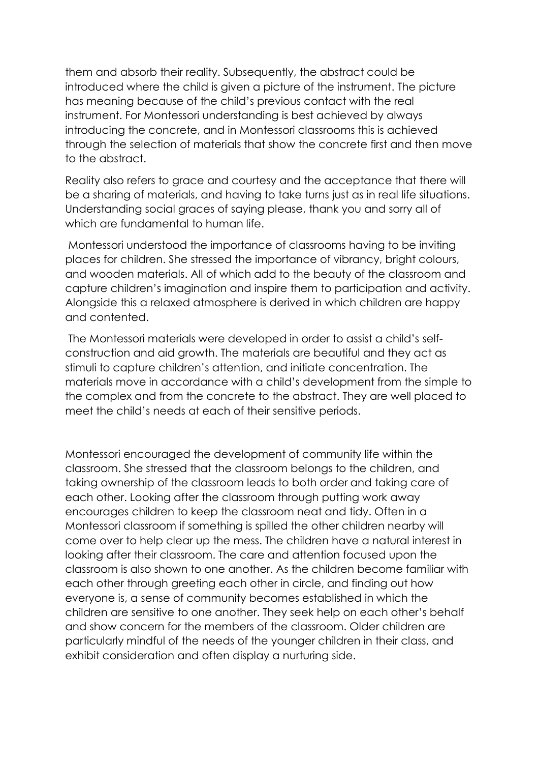them and absorb their reality. Subsequently, the abstract could be introduced where the child is given a picture of the instrument. The picture has meaning because of the child's previous contact with the real instrument. For Montessori understanding is best achieved by always introducing the concrete, and in Montessori classrooms this is achieved through the selection of materials that show the concrete first and then move to the abstract.

Reality also refers to grace and courtesy and the acceptance that there will be a sharing of materials, and having to take turns just as in real life situations. Understanding social graces of saying please, thank you and sorry all of which are fundamental to human life.

Montessori understood the importance of classrooms having to be inviting places for children. She stressed the importance of vibrancy, bright colours, and wooden materials. All of which add to the beauty of the classroom and capture children's imagination and inspire them to participation and activity. Alongside this a relaxed atmosphere is derived in which children are happy and contented.

The Montessori materials were developed in order to assist a child's self-construction and aid growth. The materials are beautiful and they act as stimuli to capture children's attention, and initiate concentration. The materials move in accordance with a child's development from the simple to the complex and from the concrete to the abstract. They are well placed to meet the child's needs at each of their sensitive periods.

Montessori encouraged the development of community life within the classroom. She stressed that the classroom belongs to the children, and taking ownership of the classroom leads to both order and taking care of each other. Looking after the classroom through putting work away encourages children to keep the classroom neat and tidy. Often in a Montessori classroom if something is spilled the other children nearby will come over to help clear up the mess. The children have a natural interest in looking after their classroom. The care and attention focused upon the classroom is also shown to one another. As the children become familiar with each other through greeting each other in circle, and finding out how everyone is, a sense of community becomes established in which the children are sensitive to one another. They seek help on each other's behalf and show concern for the members of the classroom. Older children are particularly mindful of the needs of the younger children in their class, and exhibit consideration and often display a nurturing side.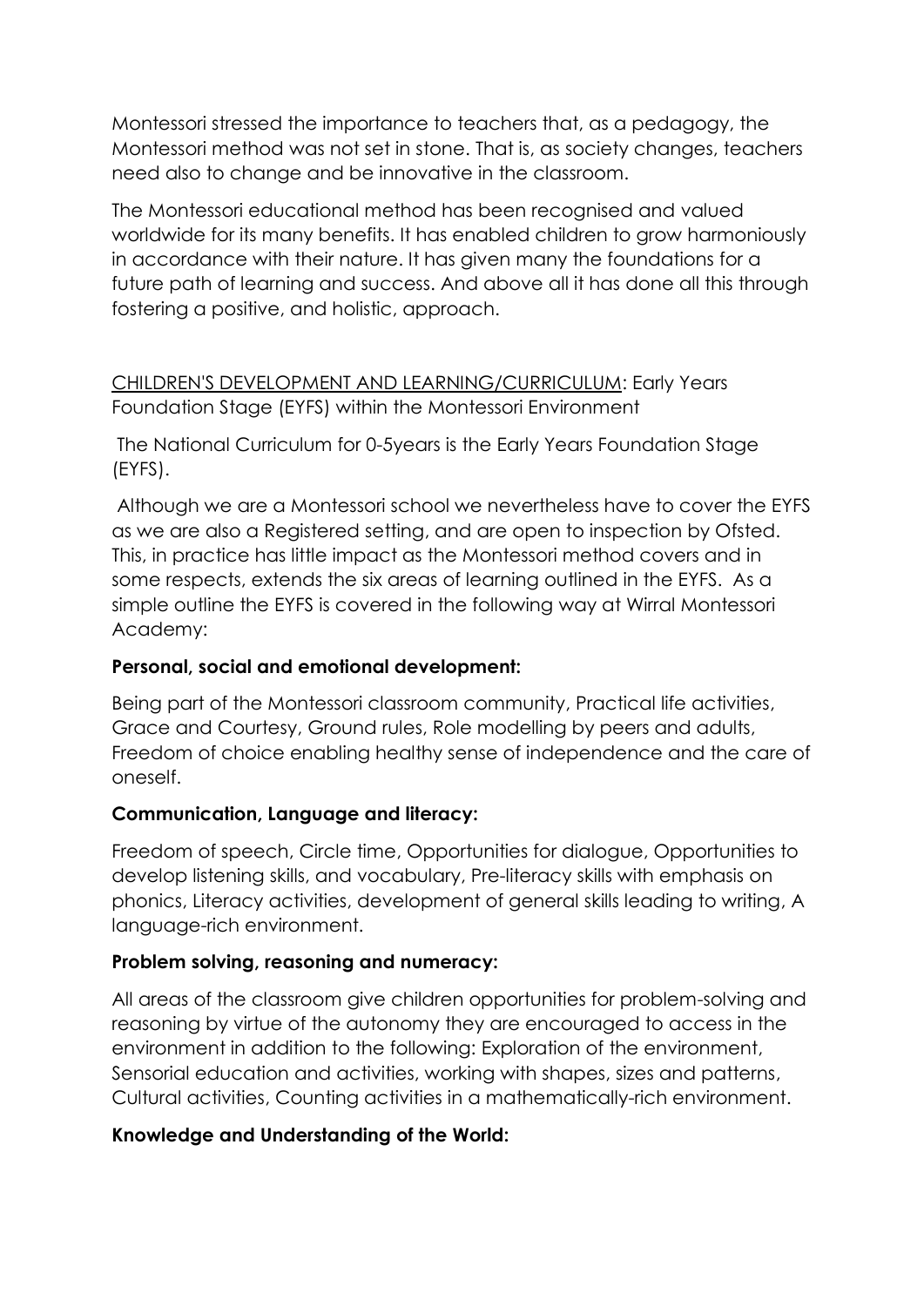Montessori stressed the importance to teachers that, as a pedagogy, the Montessori method was not set in stone. That is, as society changes, teachers need also to change and be innovative in the classroom.

The Montessori educational method has been recognised and valued worldwide for its many benefits. It has enabled children to grow harmoniously in accordance with their nature. It has given many the foundations for a future path of learning and success. And above all it has done all this through fostering a positive, and holistic, approach.

<u>CHILDREN'S DEVELOPMENT AND LEARNING/CURRICULUM</u>: Early Years Foundation Stage (EYFS) within the Montessori Environment

The National Curriculum for 0-5years is the Early Years Foundation Stage (EYFS).

Although we are a Montessori school we nevertheless have to cover the EYFS as we are also a Registered setting, and are open to inspection by Ofsted. This, in practice has little impact as the Montessori method covers and in some respects, extends the six areas of learning outlined in the EYFS. As a simple outline the EYFS is covered in the following way at Wirral Montessori Academy:

**Personal, social and emotional development:**

Being part of the Montessori classroom community, Practical life activities, Grace and Courtesy, Ground rules, Role modelling by peers and adults, Freedom of choice enabling healthy sense of independence and the care of oneself.

**Communication, Language and literacy:**

Freedom of speech, Circle time, Opportunities for dialogue, Opportunities to develop listening skills, and vocabulary, Pre-literacy skills with emphasis on phonics, Literacy activities, development of general skills leading to writing, A language-rich environment.

**Problem solving, reasoning and numeracy:**

All areas of the classroom give children opportunities for problem-solving and reasoning by virtue of the autonomy they are encouraged to access in the environment in addition to the following: Exploration of the environment, Sensorial education and activities, working with shapes, sizes and patterns, Cultural activities, Counting activities in a mathematically-rich environment.

**Knowledge and Understanding of the World:**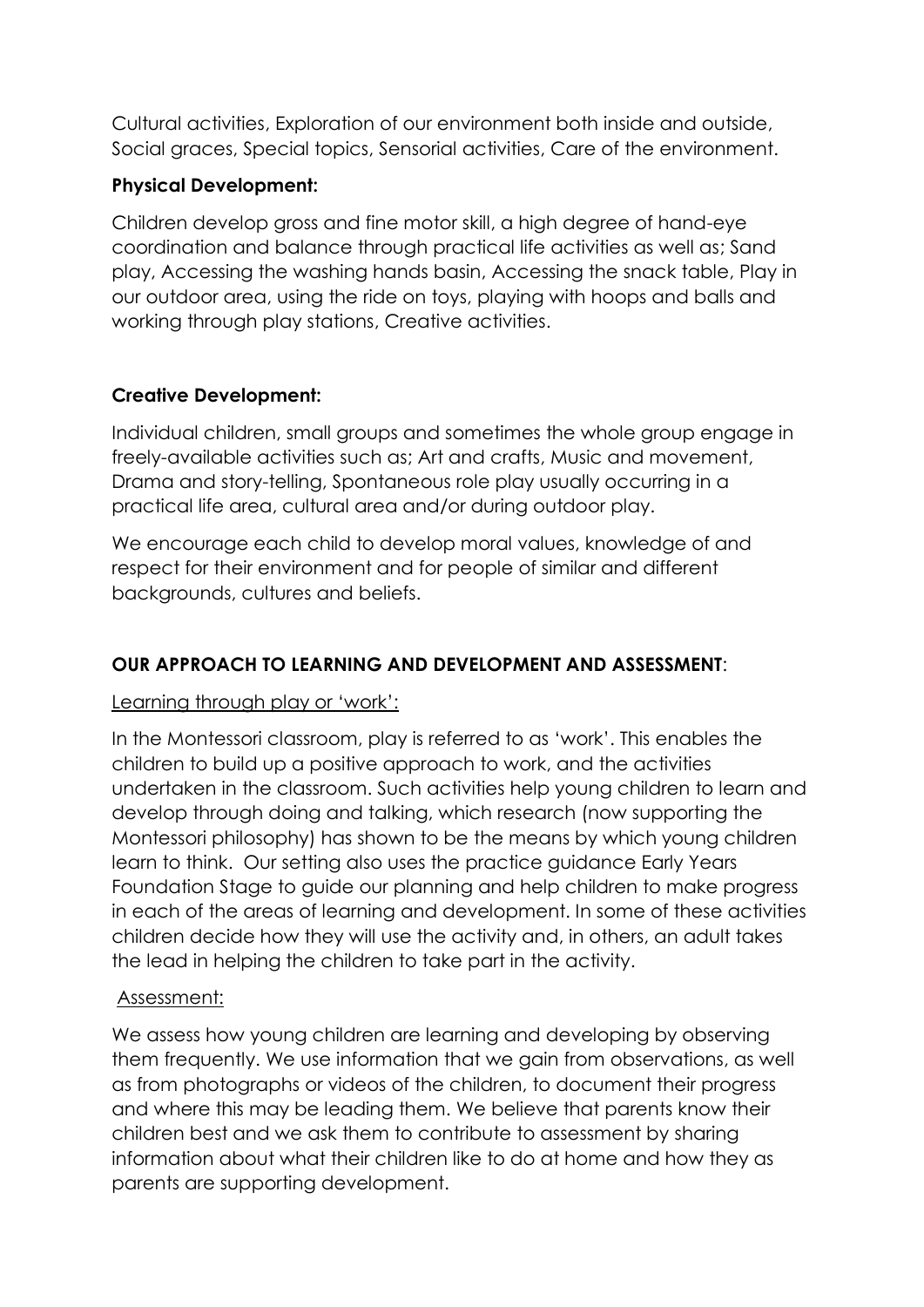Cultural activities, Exploration of our environment both inside and outside, Social graces, Special topics, Sensorial activities, Care of the environment.

**Physical Development:**

Children develop gross and fine motor skill, a high degree of hand-eye coordination and balance through practical life activities as well as; Sand play, Accessing the washing hands basin, Accessing the snack table, Play in our outdoor area, using the ride on toys, playing with hoops and balls and working through play stations, Creative activities.

**Creative Development:**

Individual children, small groups and sometimes the whole group engage in freely-available activities such as; Art and crafts, Music and movement, Drama and story-telling, Spontaneous role play usually occurring in a practical life area, cultural area and/or during outdoor play.

We encourage each child to develop moral values, knowledge of and respect for their environment and for people of similar and different backgrounds, cultures and beliefs.

**OUR APPROACH TO LEARNING AND DEVELOPMENT AND ASSESSMENT**:

<u>Learning through play or 'work':</u>

In the Montessori classroom, play is referred to as 'work'. This enables the children to build up a positive approach to work, and the activities undertaken in the classroom. Such activities help young children to learn and develop through doing and talking, which research (now supporting the Montessori philosophy) has shown to be the means by which young children learn to think. Our setting also uses the practice guidance Early Years Foundation Stage to guide our planning and help children to make progress in each of the areas of learning and development. In some of these activities children decide how they will use the activity and, in others, an adult takes the lead in helping the children to take part in the activity.

<u>Assessment:</u>

We assess how young children are learning and developing by observing them frequently. We use information that we gain from observations, as well as from photographs or videos of the children, to document their progress and where this may be leading them. We believe that parents know their children best and we ask them to contribute to assessment by sharing information about what their children like to do at home and how they as parents are supporting development.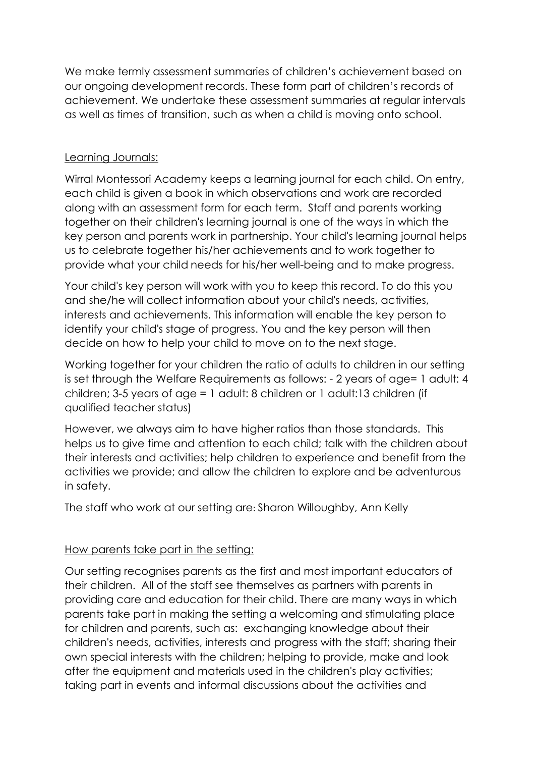We make termly assessment summaries of children's achievement based on our ongoing development records. These form part of children's records of achievement. We undertake these assessment summaries at regular intervals as well as times of transition, such as when a child is moving onto school.

<u>Learning Journals:</u>

Wirral Montessori Academy keeps a learning journal for each child. On entry, each child is given a book in which observations and work are recorded along with an assessment form for each term. Staff and parents working together on their children's learning journal is one of the ways in which the key person and parents work in partnership. Your child's learning journal helps us to celebrate together his/her achievements and to work together to provide what your child needs for his/her well-being and to make progress.

Your child's key person will work with you to keep this record. To do this you and she/he will collect information about your child's needs, activities, interests and achievements. This information will enable the key person to identify your child's stage of progress. You and the key person will then decide on how to help your child to move on to the next stage.

Working together for your children the ratio of adults to children in our setting is set through the Welfare Requirements as follows: - 2 years of age= 1 adult: 4 children; 3-5 years of age = 1 adult: 8 children or 1 adult:13 children (if qualified teacher status)

However, we always aim to have higher ratios than those standards. This helps us to give time and attention to each child; talk with the children about their interests and activities; help children to experience and benefit from the activities we provide; and allow the children to explore and be adventurous in safety.

The staff who work at our setting are: Sharon Willoughby, Ann Kelly

<u>How parents take part in the setting:</u>

Our setting recognises parents as the first and most important educators of their children. All of the staff see themselves as partners with parents in providing care and education for their child. There are many ways in which parents take part in making the setting a welcoming and stimulating place for children and parents, such as: exchanging knowledge about their children's needs, activities, interests and progress with the staff; sharing their own special interests with the children; helping to provide, make and look after the equipment and materials used in the children's play activities; taking part in events and informal discussions about the activities and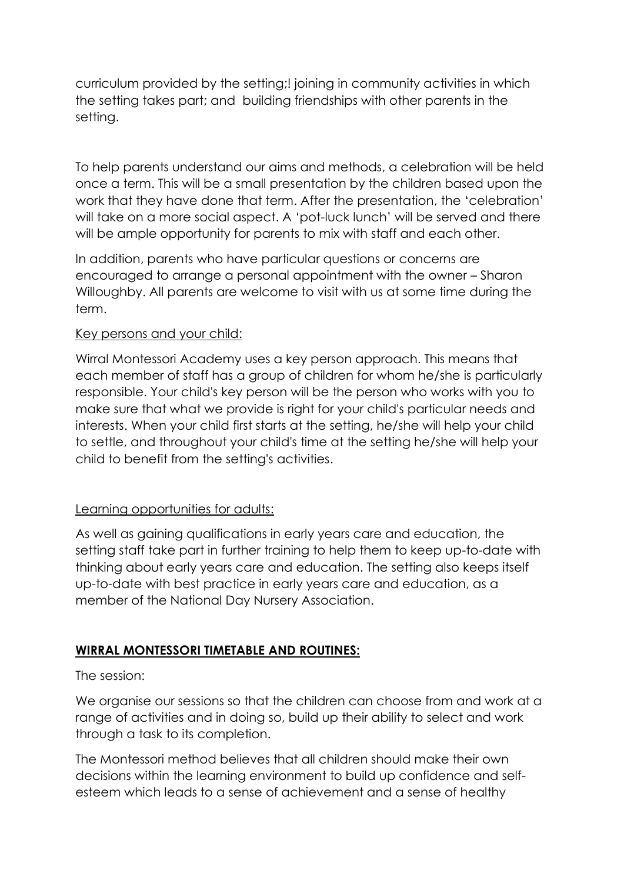curriculum provided by the setting;! joining in community activities in which the setting takes part; and building friendships with other parents in the setting.

To help parents understand our aims and methods, a celebration will be held once a term. This will be a small presentation by the children based upon the work that they have done that term. After the presentation, the 'celebration' will take on a more social aspect. A 'pot-luck lunch' will be served and there will be ample opportunity for parents to mix with staff and each other.

In addition, parents who have particular questions or concerns are encouraged to arrange a personal appointment with the owner – Sharon Willoughby. All parents are welcome to visit with us at some time during the term.

<u>Key persons and your child:</u>

Wirral Montessori Academy uses a key person approach. This means that each member of staff has a group of children for whom he/she is particularly responsible. Your child's key person will be the person who works with you to make sure that what we provide is right for your child's particular needs and interests. When your child first starts at the setting, he/she will help your child to settle, and throughout your child's time at the setting he/she will help your child to benefit from the setting's activities.

<u>Learning opportunities for adults:</u>

As well as gaining qualifications in early years care and education, the setting staff take part in further training to help them to keep up-to-date with thinking about early years care and education. The setting also keeps itself up-to-date with best practice in early years care and education, as a member of the National Day Nursery Association.

**<u>WIRRAL MONTESSORI TIMETABLE AND ROUTINES:</u>**

The session:

We organise our sessions so that the children can choose from and work at a range of activities and in doing so, build up their ability to select and work through a task to its completion.

The Montessori method believes that all children should make their own decisions within the learning environment to build up confidence and self-esteem which leads to a sense of achievement and a sense of healthy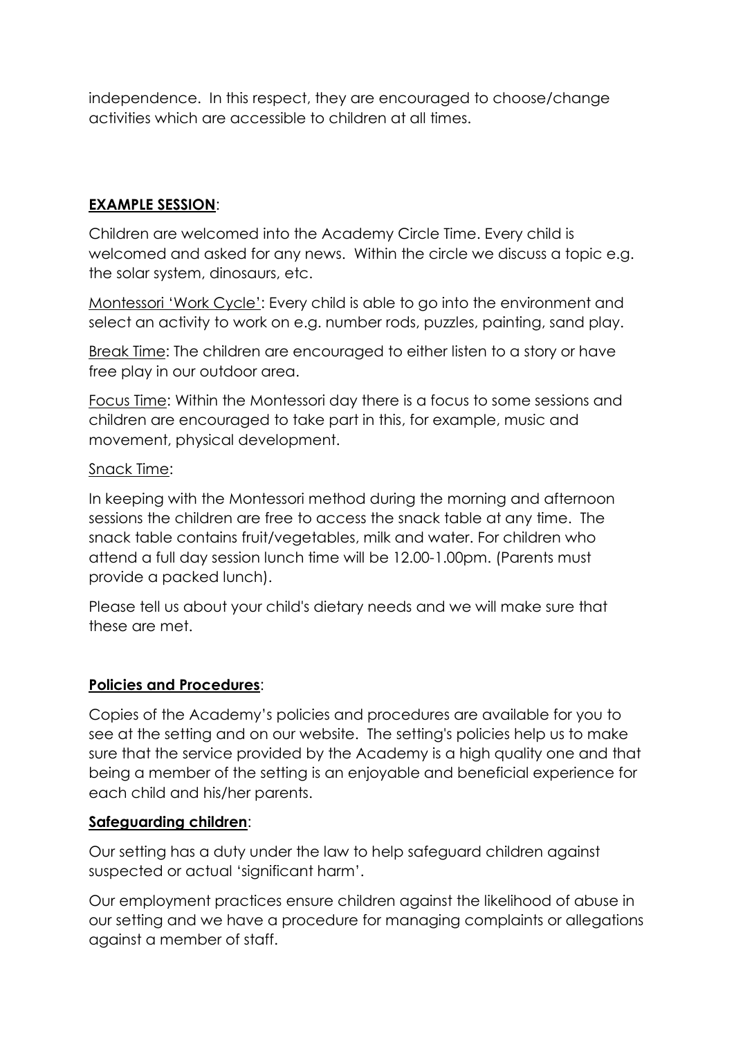independence. In this respect, they are encouraged to choose/change activities which are accessible to children at all times.

**EXAMPLE SESSION**:

Children are welcomed into the Academy Circle Time. Every child is welcomed and asked for any news. Within the circle we discuss a topic e.g. the solar system, dinosaurs, etc.

Montessori 'Work Cycle': Every child is able to go into the environment and select an activity to work on e.g. number rods, puzzles, painting, sand play.

Break Time: The children are encouraged to either listen to a story or have free play in our outdoor area.

Focus Time: Within the Montessori day there is a focus to some sessions and children are encouraged to take part in this, for example, music and movement, physical development.

Snack Time:

In keeping with the Montessori method during the morning and afternoon sessions the children are free to access the snack table at any time. The snack table contains fruit/vegetables, milk and water. For children who attend a full day session lunch time will be 12.00-1.00pm. (Parents must provide a packed lunch).

Please tell us about your child's dietary needs and we will make sure that these are met.

**Policies and Procedures**:

Copies of the Academy's policies and procedures are available for you to see at the setting and on our website. The setting's policies help us to make sure that the service provided by the Academy is a high quality one and that being a member of the setting is an enjoyable and beneficial experience for each child and his/her parents.

**Safeguarding children**:

Our setting has a duty under the law to help safeguard children against suspected or actual 'significant harm'.

Our employment practices ensure children against the likelihood of abuse in our setting and we have a procedure for managing complaints or allegations against a member of staff.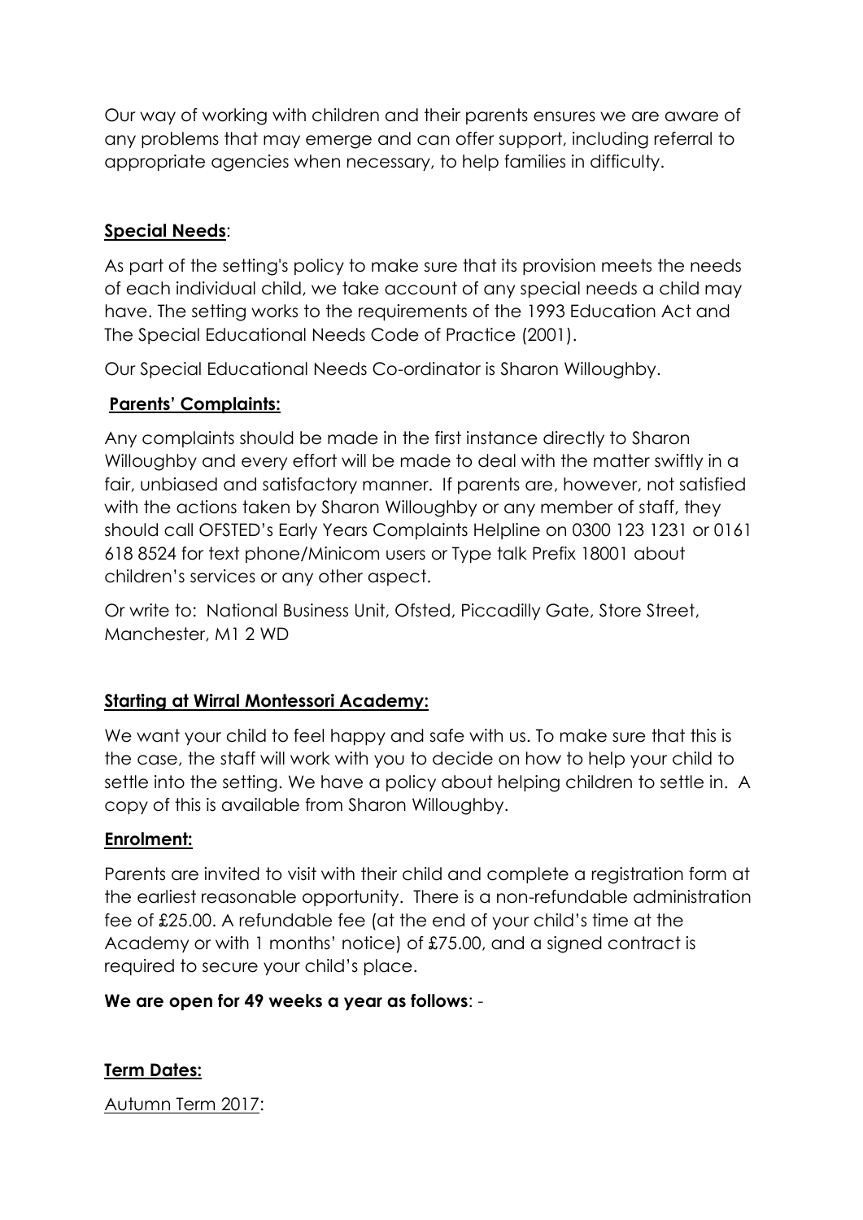Our way of working with children and their parents ensures we are aware of any problems that may emerge and can offer support, including referral to appropriate agencies when necessary, to help families in difficulty.

## Special Needs:

As part of the setting's policy to make sure that its provision meets the needs of each individual child, we take account of any special needs a child may have. The setting works to the requirements of the 1993 Education Act and The Special Educational Needs Code of Practice (2001).

Our Special Educational Needs Co-ordinator is Sharon Willoughby.

## Parents' Complaints:

Any complaints should be made in the first instance directly to Sharon Willoughby and every effort will be made to deal with the matter swiftly in a fair, unbiased and satisfactory manner. If parents are, however, not satisfied with the actions taken by Sharon Willoughby or any member of staff, they should call OFSTED's Early Years Complaints Helpline on 0300 123 1231 or 0161 618 8524 for text phone/Minicom users or Type talk Prefix 18001 about children's services or any other aspect.

Or write to: National Business Unit, Ofsted, Piccadilly Gate, Store Street, Manchester, M1 2 WD

## Starting at Wirral Montessori Academy:

We want your child to feel happy and safe with us. To make sure that this is the case, the staff will work with you to decide on how to help your child to settle into the setting. We have a policy about helping children to settle in. A copy of this is available from Sharon Willoughby.

## Enrolment:

Parents are invited to visit with their child and complete a registration form at the earliest reasonable opportunity. There is a non-refundable administration fee of £25.00. A refundable fee (at the end of your child's time at the Academy or with 1 months' notice) of £75.00, and a signed contract is required to secure your child's place.

**We are open for 49 weeks a year as follows**: -

## Term Dates:

Autumn Term 2017: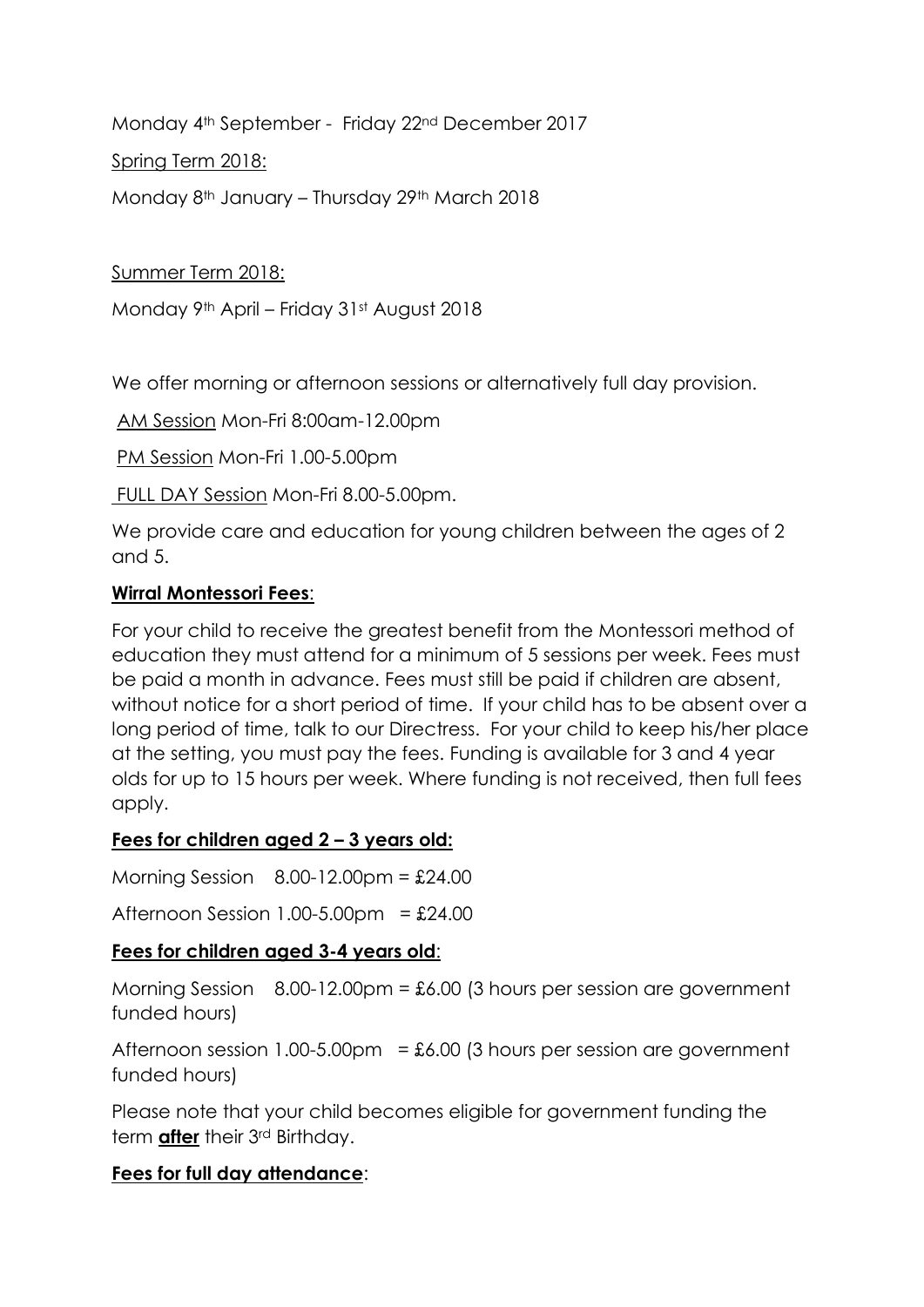Monday 4th September - Friday 22nd December 2017

Spring Term 2018:

Monday 8th January – Thursday 29th March 2018

Summer Term 2018:

Monday 9th April – Friday 31st August 2018

We offer morning or afternoon sessions or alternatively full day provision.

AM Session Mon-Fri 8:00am-12.00pm

PM Session Mon-Fri 1.00-5.00pm

FULL DAY Session Mon-Fri 8.00-5.00pm.

We provide care and education for young children between the ages of 2 and 5.

**Wirral Montessori Fees**:

For your child to receive the greatest benefit from the Montessori method of education they must attend for a minimum of 5 sessions per week. Fees must be paid a month in advance. Fees must still be paid if children are absent, without notice for a short period of time. If your child has to be absent over a long period of time, talk to our Directress. For your child to keep his/her place at the setting, you must pay the fees. Funding is available for 3 and 4 year olds for up to 15 hours per week. Where funding is not received, then full fees apply.

**Fees for children aged 2 – 3 years old:**

Morning Session 8.00-12.00pm = £24.00

Afternoon Session 1.00-5.00pm = £24.00

**Fees for children aged 3-4 years old**:

Morning Session 8.00-12.00pm = £6.00 (3 hours per session are government funded hours)

Afternoon session 1.00-5.00pm = £6.00 (3 hours per session are government funded hours)

Please note that your child becomes eligible for government funding the term **after** their 3rd Birthday.

**Fees for full day attendance**: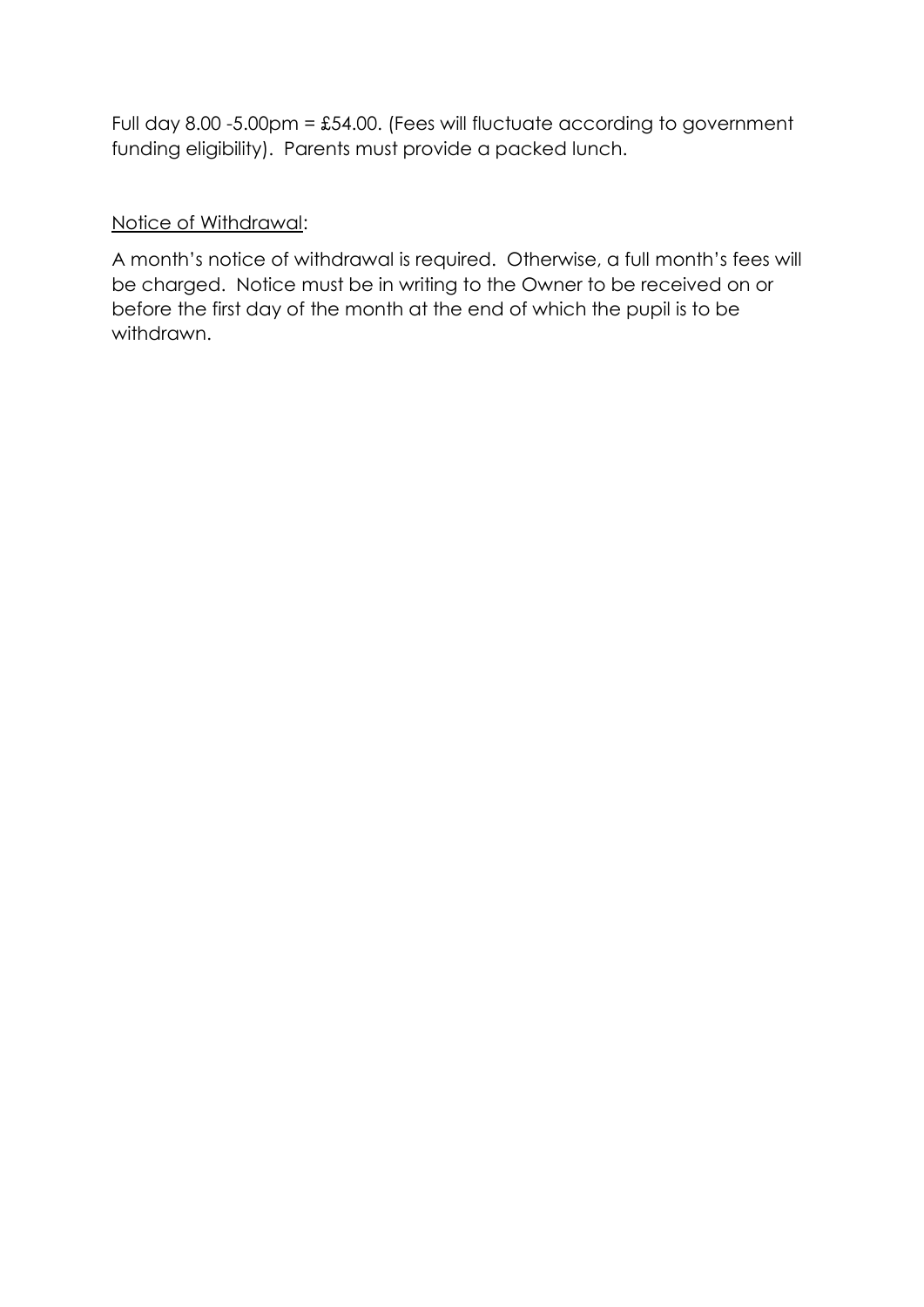Full day 8.00 -5.00pm = £54.00. (Fees will fluctuate according to government funding eligibility). Parents must provide a packed lunch.

<u>Notice of Withdrawal</u>:

A month's notice of withdrawal is required. Otherwise, a full month's fees will be charged. Notice must be in writing to the Owner to be received on or before the first day of the month at the end of which the pupil is to be withdrawn.